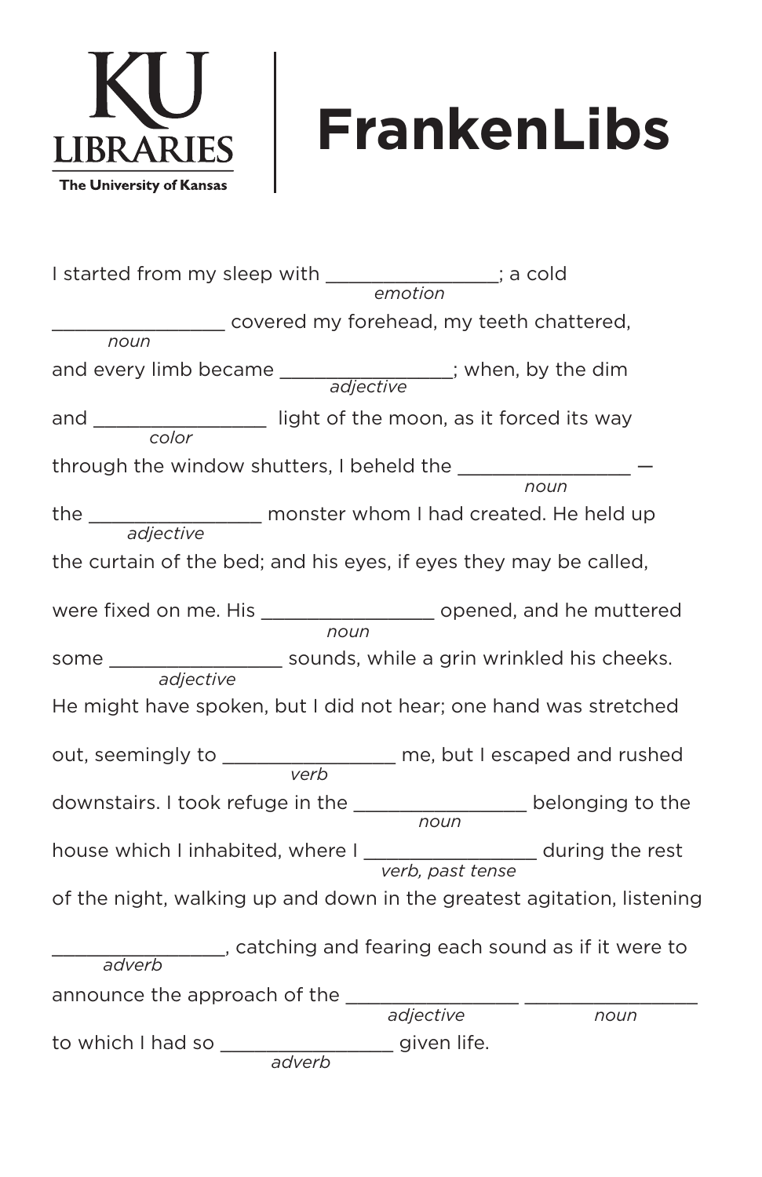KU LIBRARIES
The University of Kansas

# FrankenLibs

I started from my sleep with ________________ (*emotion*); a cold ________________ (*noun*) covered my forehead, my teeth chattered, and every limb became ________________ (*adjective*); when, by the dim and ________________ (*color*) light of the moon, as it forced its way through the window shutters, I beheld the ________________ (*noun*) — the ________________ (*adjective*) monster whom I had created. He held up the curtain of the bed; and his eyes, if eyes they may be called, were fixed on me. His ________________ (*noun*) opened, and he muttered some ________________ (*adjective*) sounds, while a grin wrinkled his cheeks. He might have spoken, but I did not hear; one hand was stretched out, seemingly to ________________ (*verb*) me, but I escaped and rushed downstairs. I took refuge in the ________________ (*noun*) belonging to the house which I inhabited, where I ________________ (*verb, past tense*) during the rest of the night, walking up and down in the greatest agitation, listening ________________ (*adverb*), catching and fearing each sound as if it were to announce the approach of the ________________ (*adjective*) ________________ (*noun*) to which I had so ________________ (*adverb*) given life.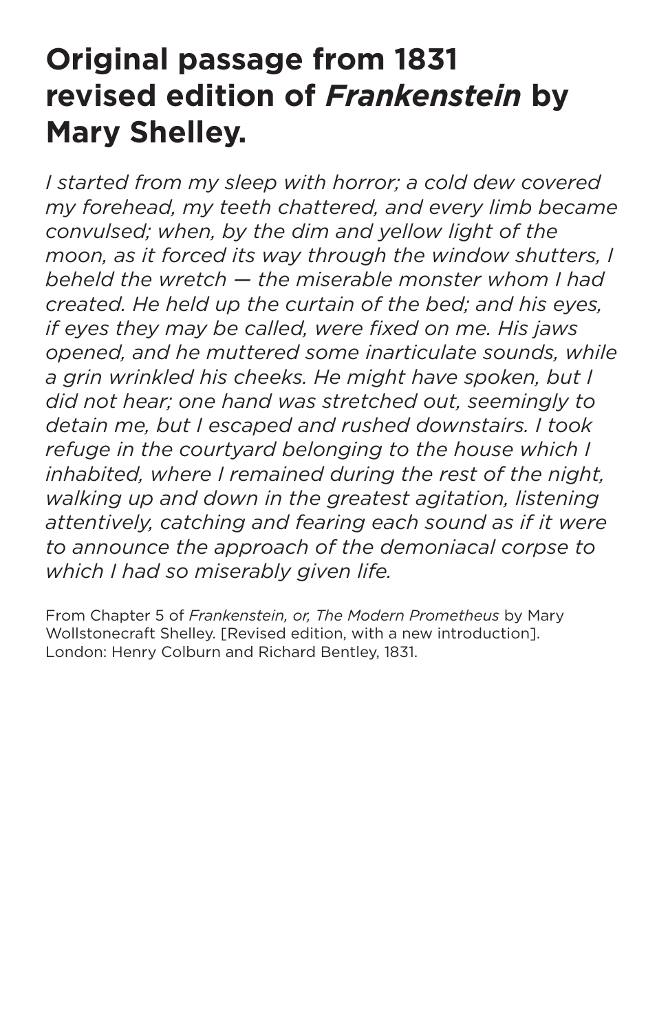# Original passage from 1831 revised edition of *Frankenstein* by Mary Shelley.

*I started from my sleep with horror; a cold dew covered my forehead, my teeth chattered, and every limb became convulsed; when, by the dim and yellow light of the moon, as it forced its way through the window shutters, I beheld the wretch — the miserable monster whom I had created. He held up the curtain of the bed; and his eyes, if eyes they may be called, were fixed on me. His jaws opened, and he muttered some inarticulate sounds, while a grin wrinkled his cheeks. He might have spoken, but I did not hear; one hand was stretched out, seemingly to detain me, but I escaped and rushed downstairs. I took refuge in the courtyard belonging to the house which I inhabited, where I remained during the rest of the night, walking up and down in the greatest agitation, listening attentively, catching and fearing each sound as if it were to announce the approach of the demoniacal corpse to which I had so miserably given life.*

From Chapter 5 of *Frankenstein, or, The Modern Prometheus* by Mary Wollstonecraft Shelley. [Revised edition, with a new introduction]. London: Henry Colburn and Richard Bentley, 1831.